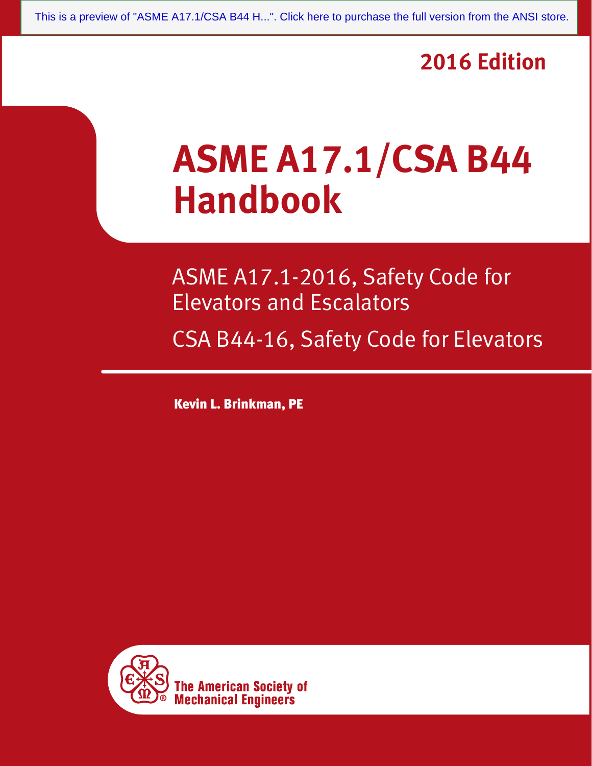This is a preview of "ASME A17.1/CSA B44 H...". Click here to purchase the full version from the ANSI store.

**2016 Edition**

# ASME A17.1/CSA B44 Handbook

ASME A17.1-2016, Safety Code for Elevators and Escalators

CSA B44-16, Safety Code for Elevators

**Kevin L. Brinkman, PE**

**The American Society of Mechanical Engineers**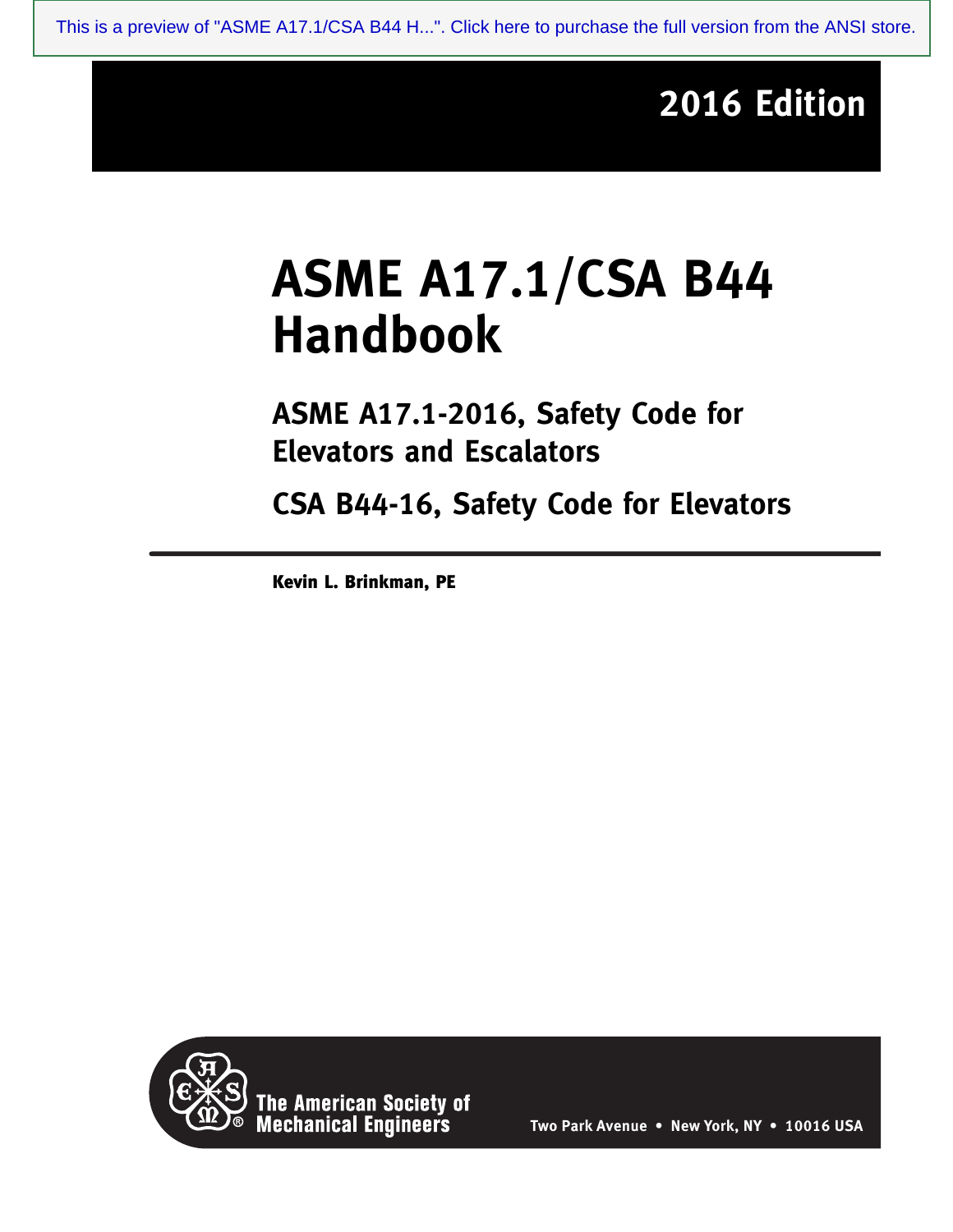**2016 Edition**

# ASME A17.1/CSA B44 Handbook

## ASME A17.1-2016, Safety Code for Elevators and Escalators

## CSA B44-16, Safety Code for Elevators

**Kevin L. Brinkman, PE**

**The American Society of Mechanical Engineers**

**Two Park Avenue • New York, NY • 10016 USA**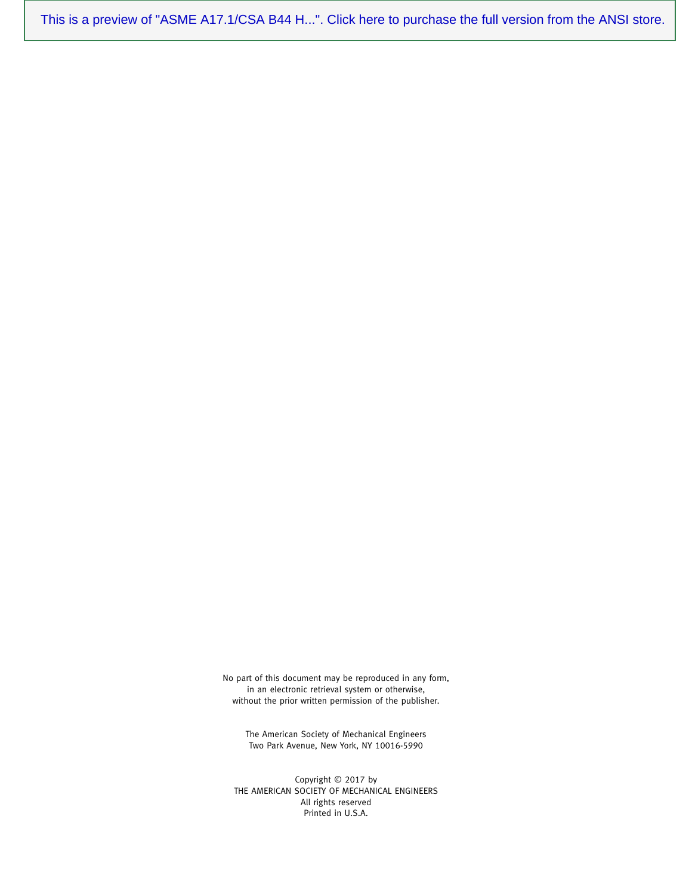This is a preview of "ASME A17.1/CSA B44 H...". Click here to purchase the full version from the ANSI store.

No part of this document may be reproduced in any form,
in an electronic retrieval system or otherwise,
without the prior written permission of the publisher.

The American Society of Mechanical Engineers
Two Park Avenue, New York, NY 10016-5990

Copyright © 2017 by
THE AMERICAN SOCIETY OF MECHANICAL ENGINEERS
All rights reserved
Printed in U.S.A.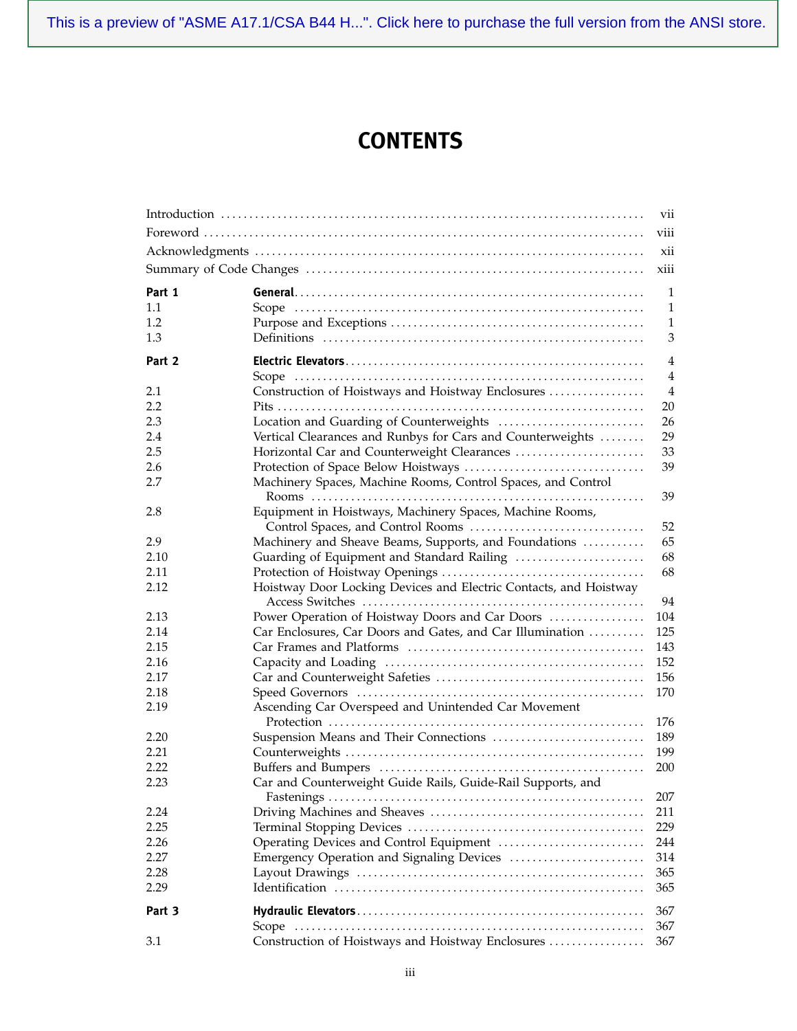This is a preview of "ASME A17.1/CSA B44 H...". Click here to purchase the full version from the ANSI store.

# CONTENTS

| | | |
|---|---|---|
| Introduction | | vii |
| Foreword | | viii |
| Acknowledgments | | xii |
| Summary of Code Changes | | xiii |
| **Part 1** | **General** | 1 |
| 1.1 | Scope | 1 |
| 1.2 | Purpose and Exceptions | 1 |
| 1.3 | Definitions | 3 |
| **Part 2** | **Electric Elevators** | 4 |
| | Scope | 4 |
| 2.1 | Construction of Hoistways and Hoistway Enclosures | 4 |
| 2.2 | Pits | 20 |
| 2.3 | Location and Guarding of Counterweights | 26 |
| 2.4 | Vertical Clearances and Runbys for Cars and Counterweights | 29 |
| 2.5 | Horizontal Car and Counterweight Clearances | 33 |
| 2.6 | Protection of Space Below Hoistways | 39 |
| 2.7 | Machinery Spaces, Machine Rooms, Control Spaces, and Control Rooms | 39 |
| 2.8 | Equipment in Hoistways, Machinery Spaces, Machine Rooms, Control Spaces, and Control Rooms | 52 |
| 2.9 | Machinery and Sheave Beams, Supports, and Foundations | 65 |
| 2.10 | Guarding of Equipment and Standard Railing | 68 |
| 2.11 | Protection of Hoistway Openings | 68 |
| 2.12 | Hoistway Door Locking Devices and Electric Contacts, and Hoistway Access Switches | 94 |
| 2.13 | Power Operation of Hoistway Doors and Car Doors | 104 |
| 2.14 | Car Enclosures, Car Doors and Gates, and Car Illumination | 125 |
| 2.15 | Car Frames and Platforms | 143 |
| 2.16 | Capacity and Loading | 152 |
| 2.17 | Car and Counterweight Safeties | 156 |
| 2.18 | Speed Governors | 170 |
| 2.19 | Ascending Car Overspeed and Unintended Car Movement Protection | 176 |
| 2.20 | Suspension Means and Their Connections | 189 |
| 2.21 | Counterweights | 199 |
| 2.22 | Buffers and Bumpers | 200 |
| 2.23 | Car and Counterweight Guide Rails, Guide-Rail Supports, and Fastenings | 207 |
| 2.24 | Driving Machines and Sheaves | 211 |
| 2.25 | Terminal Stopping Devices | 229 |
| 2.26 | Operating Devices and Control Equipment | 244 |
| 2.27 | Emergency Operation and Signaling Devices | 314 |
| 2.28 | Layout Drawings | 365 |
| 2.29 | Identification | 365 |
| **Part 3** | **Hydraulic Elevators** | 367 |
| | Scope | 367 |
| 3.1 | Construction of Hoistways and Hoistway Enclosures | 367 |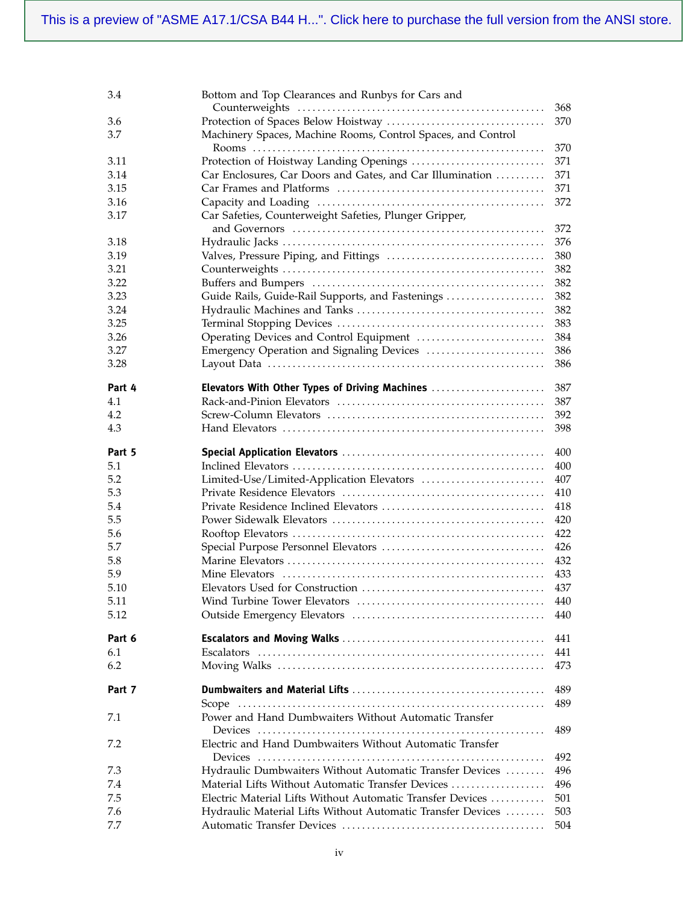| | | |
|---|---|---|
| 3.4 | Bottom and Top Clearances and Runbys for Cars and Counterweights | 368 |
| 3.6 | Protection of Spaces Below Hoistway | 370 |
| 3.7 | Machinery Spaces, Machine Rooms, Control Spaces, and Control Rooms | 370 |
| 3.11 | Protection of Hoistway Landing Openings | 371 |
| 3.14 | Car Enclosures, Car Doors and Gates, and Car Illumination | 371 |
| 3.15 | Car Frames and Platforms | 371 |
| 3.16 | Capacity and Loading | 372 |
| 3.17 | Car Safeties, Counterweight Safeties, Plunger Gripper, and Governors | 372 |
| 3.18 | Hydraulic Jacks | 376 |
| 3.19 | Valves, Pressure Piping, and Fittings | 380 |
| 3.21 | Counterweights | 382 |
| 3.22 | Buffers and Bumpers | 382 |
| 3.23 | Guide Rails, Guide-Rail Supports, and Fastenings | 382 |
| 3.24 | Hydraulic Machines and Tanks | 382 |
| 3.25 | Terminal Stopping Devices | 383 |
| 3.26 | Operating Devices and Control Equipment | 384 |
| 3.27 | Emergency Operation and Signaling Devices | 386 |
| 3.28 | Layout Data | 386 |
| **Part 4** | **Elevators With Other Types of Driving Machines** | 387 |
| 4.1 | Rack-and-Pinion Elevators | 387 |
| 4.2 | Screw-Column Elevators | 392 |
| 4.3 | Hand Elevators | 398 |
| **Part 5** | **Special Application Elevators** | 400 |
| 5.1 | Inclined Elevators | 400 |
| 5.2 | Limited-Use/Limited-Application Elevators | 407 |
| 5.3 | Private Residence Elevators | 410 |
| 5.4 | Private Residence Inclined Elevators | 418 |
| 5.5 | Power Sidewalk Elevators | 420 |
| 5.6 | Rooftop Elevators | 422 |
| 5.7 | Special Purpose Personnel Elevators | 426 |
| 5.8 | Marine Elevators | 432 |
| 5.9 | Mine Elevators | 433 |
| 5.10 | Elevators Used for Construction | 437 |
| 5.11 | Wind Turbine Tower Elevators | 440 |
| 5.12 | Outside Emergency Elevators | 440 |
| **Part 6** | **Escalators and Moving Walks** | 441 |
| 6.1 | Escalators | 441 |
| 6.2 | Moving Walks | 473 |
| **Part 7** | **Dumbwaiters and Material Lifts** | 489 |
| | Scope | 489 |
| 7.1 | Power and Hand Dumbwaiters Without Automatic Transfer Devices | 489 |
| 7.2 | Electric and Hand Dumbwaiters Without Automatic Transfer Devices | 492 |
| 7.3 | Hydraulic Dumbwaiters Without Automatic Transfer Devices | 496 |
| 7.4 | Material Lifts Without Automatic Transfer Devices | 496 |
| 7.5 | Electric Material Lifts Without Automatic Transfer Devices | 501 |
| 7.6 | Hydraulic Material Lifts Without Automatic Transfer Devices | 503 |
| 7.7 | Automatic Transfer Devices | 504 |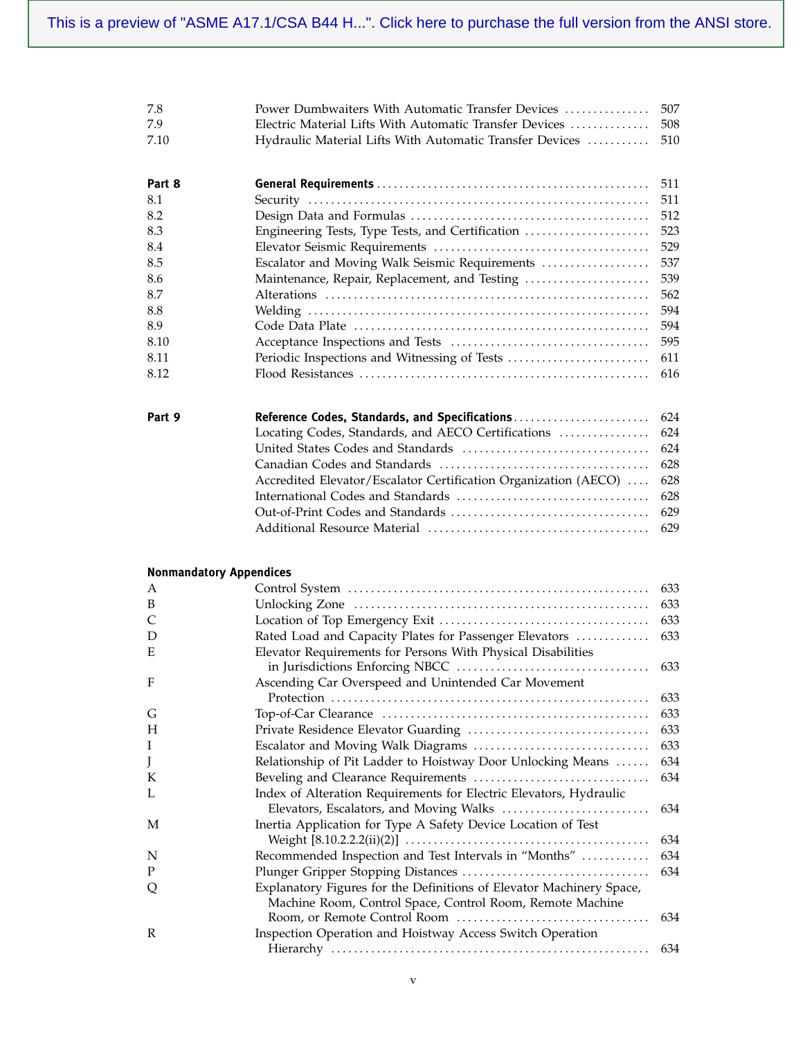| | | |
|---|---|---|
| 7.8 | Power Dumbwaiters With Automatic Transfer Devices | 507 |
| 7.9 | Electric Material Lifts With Automatic Transfer Devices | 508 |
| 7.10 | Hydraulic Material Lifts With Automatic Transfer Devices | 510 |
| **Part 8** | **General Requirements** | 511 |
| 8.1 | Security | 511 |
| 8.2 | Design Data and Formulas | 512 |
| 8.3 | Engineering Tests, Type Tests, and Certification | 523 |
| 8.4 | Elevator Seismic Requirements | 529 |
| 8.5 | Escalator and Moving Walk Seismic Requirements | 537 |
| 8.6 | Maintenance, Repair, Replacement, and Testing | 539 |
| 8.7 | Alterations | 562 |
| 8.8 | Welding | 594 |
| 8.9 | Code Data Plate | 594 |
| 8.10 | Acceptance Inspections and Tests | 595 |
| 8.11 | Periodic Inspections and Witnessing of Tests | 611 |
| 8.12 | Flood Resistances | 616 |
| **Part 9** | **Reference Codes, Standards, and Specifications** | 624 |
| | Locating Codes, Standards, and AECO Certifications | 624 |
| | United States Codes and Standards | 624 |
| | Canadian Codes and Standards | 628 |
| | Accredited Elevator/Escalator Certification Organization (AECO) | 628 |
| | International Codes and Standards | 628 |
| | Out-of-Print Codes and Standards | 629 |
| | Additional Resource Material | 629 |

**Nonmandatory Appendices**

| | | |
|---|---|---|
| A | Control System | 633 |
| B | Unlocking Zone | 633 |
| C | Location of Top Emergency Exit | 633 |
| D | Rated Load and Capacity Plates for Passenger Elevators | 633 |
| E | Elevator Requirements for Persons With Physical Disabilities in Jurisdictions Enforcing NBCC | 633 |
| F | Ascending Car Overspeed and Unintended Car Movement Protection | 633 |
| G | Top-of-Car Clearance | 633 |
| H | Private Residence Elevator Guarding | 633 |
| I | Escalator and Moving Walk Diagrams | 633 |
| J | Relationship of Pit Ladder to Hoistway Door Unlocking Means | 634 |
| K | Beveling and Clearance Requirements | 634 |
| L | Index of Alteration Requirements for Electric Elevators, Hydraulic Elevators, Escalators, and Moving Walks | 634 |
| M | Inertia Application for Type A Safety Device Location of Test Weight [8.10.2.2.2(ii)(2)] | 634 |
| N | Recommended Inspection and Test Intervals in "Months" | 634 |
| P | Plunger Gripper Stopping Distances | 634 |
| Q | Explanatory Figures for the Definitions of Elevator Machinery Space, Machine Room, Control Space, Control Room, Remote Machine Room, or Remote Control Room | 634 |
| R | Inspection Operation and Hoistway Access Switch Operation Hierarchy | 634 |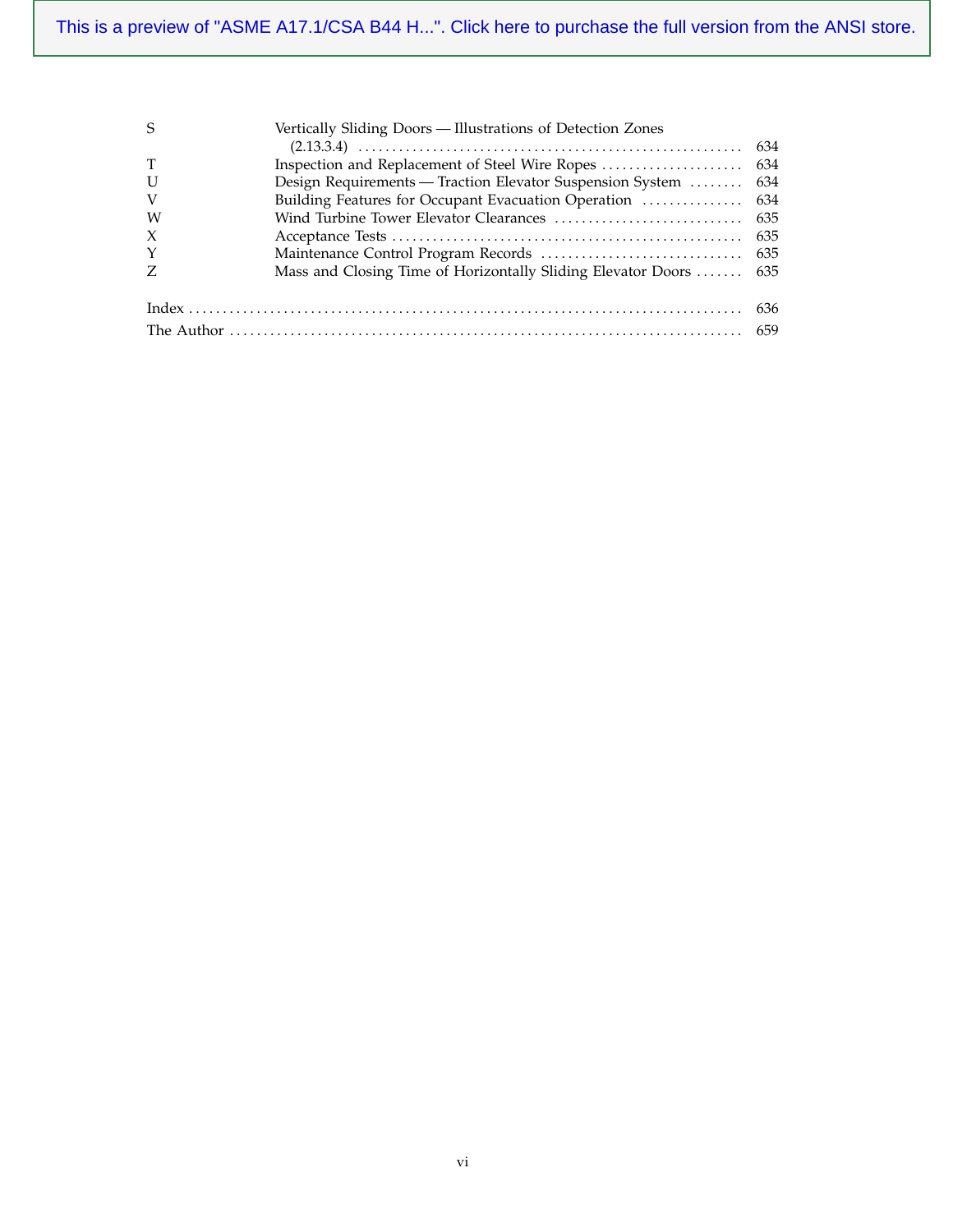| | | |
|---|---|---|
| S | Vertically Sliding Doors — Illustrations of Detection Zones (2.13.3.4) | 634 |
| T | Inspection and Replacement of Steel Wire Ropes | 634 |
| U | Design Requirements — Traction Elevator Suspension System | 634 |
| V | Building Features for Occupant Evacuation Operation | 634 |
| W | Wind Turbine Tower Elevator Clearances | 635 |
| X | Acceptance Tests | 635 |
| Y | Maintenance Control Program Records | 635 |
| Z | Mass and Closing Time of Horizontally Sliding Elevator Doors | 635 |

| | |
|---|---|
| Index | 636 |
| The Author | 659 |